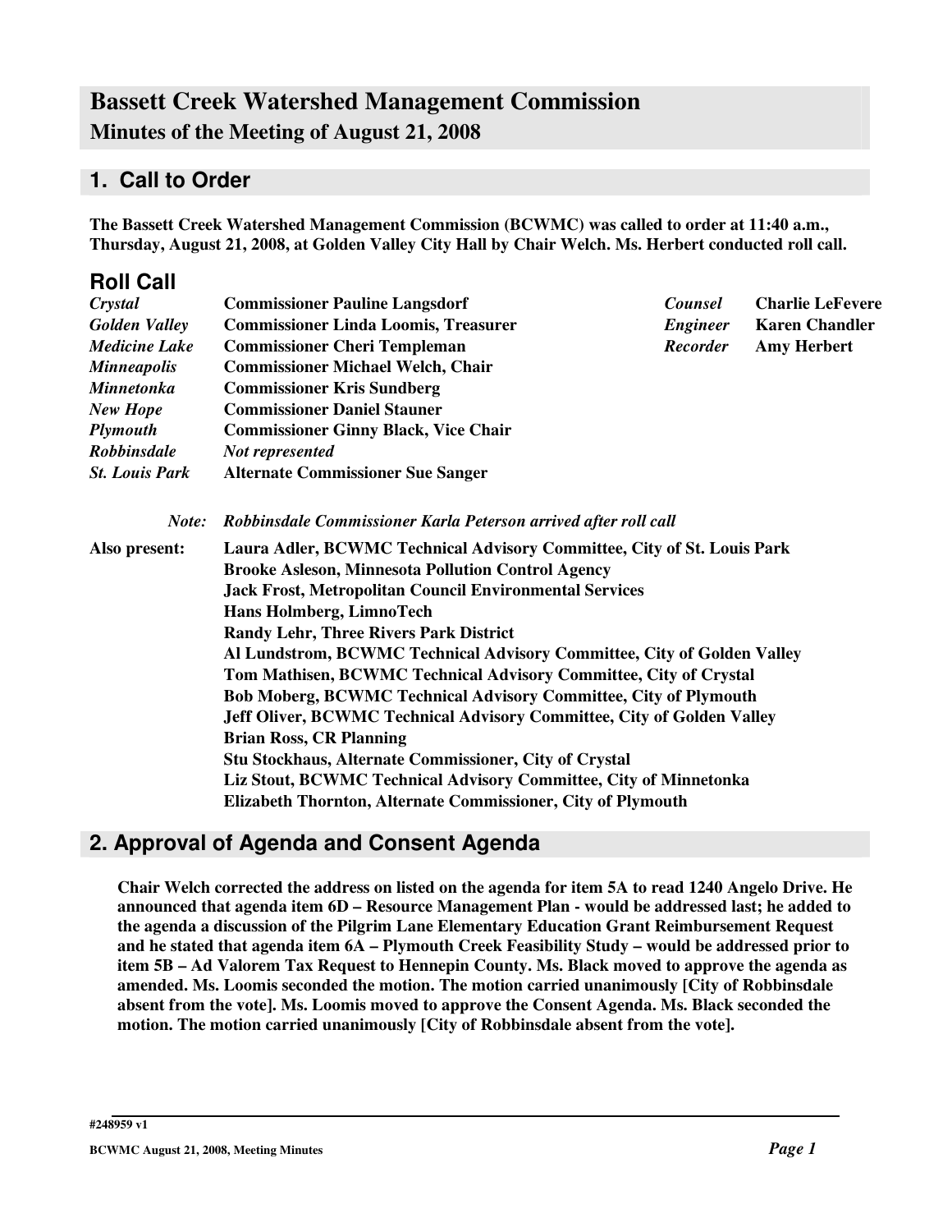# Bassett Creek Watershed Management Commission

## Minutes of the Meeting of August 21, 2008

## 1. Call to Order

**The Bassett Creek Watershed Management Commission (BCWMC) was called to order at 11:40 a.m., Thursday, August 21, 2008, at Golden Valley City Hall by Chair Welch. Ms. Herbert conducted roll call.**

## Roll Call

| | | | |
|---|---|---|---|
| *Crystal* | **Commissioner Pauline Langsdorf** | *Counsel* | **Charlie LeFevere** |
| *Golden Valley* | **Commissioner Linda Loomis, Treasurer** | *Engineer* | **Karen Chandler** |
| *Medicine Lake* | **Commissioner Cheri Templeman** | *Recorder* | **Amy Herbert** |
| *Minneapolis* | **Commissioner Michael Welch, Chair** | | |
| *Minnetonka* | **Commissioner Kris Sundberg** | | |
| *New Hope* | **Commissioner Daniel Stauner** | | |
| *Plymouth* | **Commissioner Ginny Black, Vice Chair** | | |
| *Robbinsdale* | *Not represented* | | |
| *St. Louis Park* | **Alternate Commissioner Sue Sanger** | | |

*Note: Robbinsdale Commissioner Karla Peterson arrived after roll call*

**Also present:**

- **Laura Adler, BCWMC Technical Advisory Committee, City of St. Louis Park**
- **Brooke Asleson, Minnesota Pollution Control Agency**
- **Jack Frost, Metropolitan Council Environmental Services**
- **Hans Holmberg, LimnoTech**
- **Randy Lehr, Three Rivers Park District**
- **Al Lundstrom, BCWMC Technical Advisory Committee, City of Golden Valley**
- **Tom Mathisen, BCWMC Technical Advisory Committee, City of Crystal**
- **Bob Moberg, BCWMC Technical Advisory Committee, City of Plymouth**
- **Jeff Oliver, BCWMC Technical Advisory Committee, City of Golden Valley**
- **Brian Ross, CR Planning**
- **Stu Stockhaus, Alternate Commissioner, City of Crystal**
- **Liz Stout, BCWMC Technical Advisory Committee, City of Minnetonka**
- **Elizabeth Thornton, Alternate Commissioner, City of Plymouth**

## 2. Approval of Agenda and Consent Agenda

**Chair Welch corrected the address on listed on the agenda for item 5A to read 1240 Angelo Drive. He announced that agenda item 6D – Resource Management Plan - would be addressed last; he added to the agenda a discussion of the Pilgrim Lane Elementary Education Grant Reimbursement Request and he stated that agenda item 6A – Plymouth Creek Feasibility Study – would be addressed prior to item 5B – Ad Valorem Tax Request to Hennepin County. Ms. Black moved to approve the agenda as amended. Ms. Loomis seconded the motion. The motion carried unanimously [City of Robbinsdale absent from the vote]. Ms. Loomis moved to approve the Consent Agenda. Ms. Black seconded the motion. The motion carried unanimously [City of Robbinsdale absent from the vote].**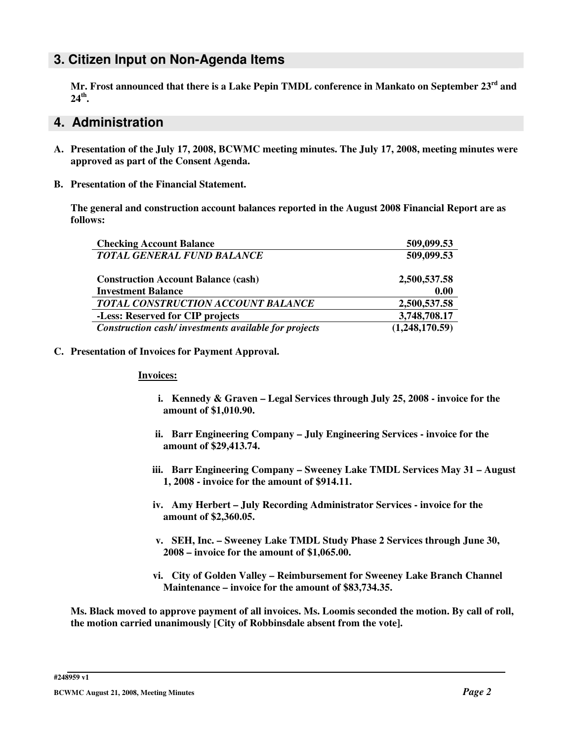## 3. Citizen Input on Non-Agenda Items

**Mr. Frost announced that there is a Lake Pepin TMDL conference in Mankato on September 23rd and 24th.**

## 4. Administration

**A. Presentation of the July 17, 2008, BCWMC meeting minutes. The July 17, 2008, meeting minutes were approved as part of the Consent Agenda.**

**B. Presentation of the Financial Statement.**

**The general and construction account balances reported in the August 2008 Financial Report are as follows:**

| | |
|---|---:|
| **Checking Account Balance** | **509,099.53** |
| ***TOTAL GENERAL FUND BALANCE*** | **509,099.53** |
| | |
| **Construction Account Balance (cash)** | **2,500,537.58** |
| **Investment Balance** | **0.00** |
| ***TOTAL CONSTRUCTION ACCOUNT BALANCE*** | **2,500,537.58** |
| **-Less: Reserved for CIP projects** | **3,748,708.17** |
| ***Construction cash/ investments available for projects*** | **(1,248,170.59)** |

**C. Presentation of Invoices for Payment Approval.**

**Invoices:**

i. **Kennedy & Graven – Legal Services through July 25, 2008 - invoice for the amount of $1,010.90.**

ii. **Barr Engineering Company – July Engineering Services - invoice for the amount of $29,413.74.**

iii. **Barr Engineering Company – Sweeney Lake TMDL Services May 31 – August 1, 2008 - invoice for the amount of $914.11.**

iv. **Amy Herbert – July Recording Administrator Services - invoice for the amount of $2,360.05.**

v. **SEH, Inc. – Sweeney Lake TMDL Study Phase 2 Services through June 30, 2008 – invoice for the amount of $1,065.00.**

vi. **City of Golden Valley – Reimbursement for Sweeney Lake Branch Channel Maintenance – invoice for the amount of $83,734.35.**

**Ms. Black moved to approve payment of all invoices. Ms. Loomis seconded the motion. By call of roll, the motion carried unanimously [City of Robbinsdale absent from the vote].**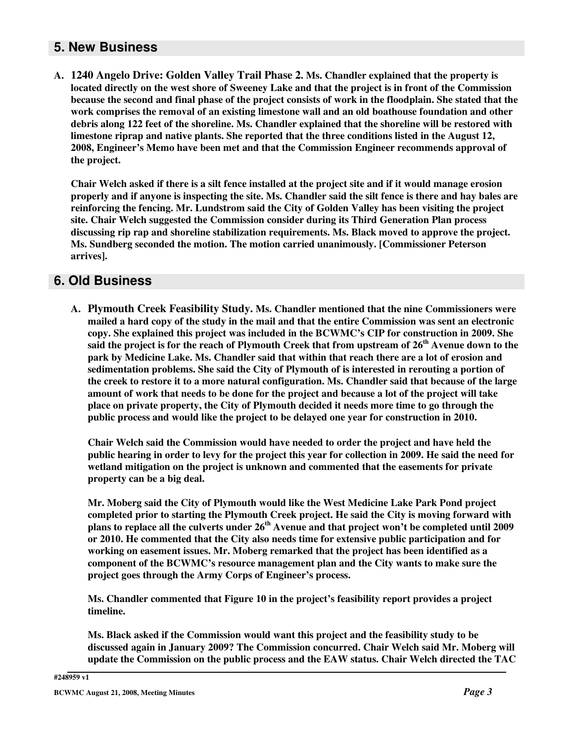## 5. New Business

**A. 1240 Angelo Drive: Golden Valley Trail Phase 2. Ms. Chandler explained that the property is located directly on the west shore of Sweeney Lake and that the project is in front of the Commission because the second and final phase of the project consists of work in the floodplain. She stated that the work comprises the removal of an existing limestone wall and an old boathouse foundation and other debris along 122 feet of the shoreline. Ms. Chandler explained that the shoreline will be restored with limestone riprap and native plants. She reported that the three conditions listed in the August 12, 2008, Engineer's Memo have been met and that the Commission Engineer recommends approval of the project.**

**Chair Welch asked if there is a silt fence installed at the project site and if it would manage erosion properly and if anyone is inspecting the site. Ms. Chandler said the silt fence is there and hay bales are reinforcing the fencing. Mr. Lundstrom said the City of Golden Valley has been visiting the project site. Chair Welch suggested the Commission consider during its Third Generation Plan process discussing rip rap and shoreline stabilization requirements. Ms. Black moved to approve the project. Ms. Sundberg seconded the motion. The motion carried unanimously. [Commissioner Peterson arrives].**

## 6. Old Business

**A. Plymouth Creek Feasibility Study. Ms. Chandler mentioned that the nine Commissioners were mailed a hard copy of the study in the mail and that the entire Commission was sent an electronic copy. She explained this project was included in the BCWMC's CIP for construction in 2009. She said the project is for the reach of Plymouth Creek that from upstream of 26th Avenue down to the park by Medicine Lake. Ms. Chandler said that within that reach there are a lot of erosion and sedimentation problems. She said the City of Plymouth of is interested in rerouting a portion of the creek to restore it to a more natural configuration. Ms. Chandler said that because of the large amount of work that needs to be done for the project and because a lot of the project will take place on private property, the City of Plymouth decided it needs more time to go through the public process and would like the project to be delayed one year for construction in 2010.**

**Chair Welch said the Commission would have needed to order the project and have held the public hearing in order to levy for the project this year for collection in 2009. He said the need for wetland mitigation on the project is unknown and commented that the easements for private property can be a big deal.**

**Mr. Moberg said the City of Plymouth would like the West Medicine Lake Park Pond project completed prior to starting the Plymouth Creek project. He said the City is moving forward with plans to replace all the culverts under 26th Avenue and that project won't be completed until 2009 or 2010. He commented that the City also needs time for extensive public participation and for working on easement issues. Mr. Moberg remarked that the project has been identified as a component of the BCWMC's resource management plan and the City wants to make sure the project goes through the Army Corps of Engineer's process.**

**Ms. Chandler commented that Figure 10 in the project's feasibility report provides a project timeline.**

**Ms. Black asked if the Commission would want this project and the feasibility study to be discussed again in January 2009? The Commission concurred. Chair Welch said Mr. Moberg will update the Commission on the public process and the EAW status. Chair Welch directed the TAC**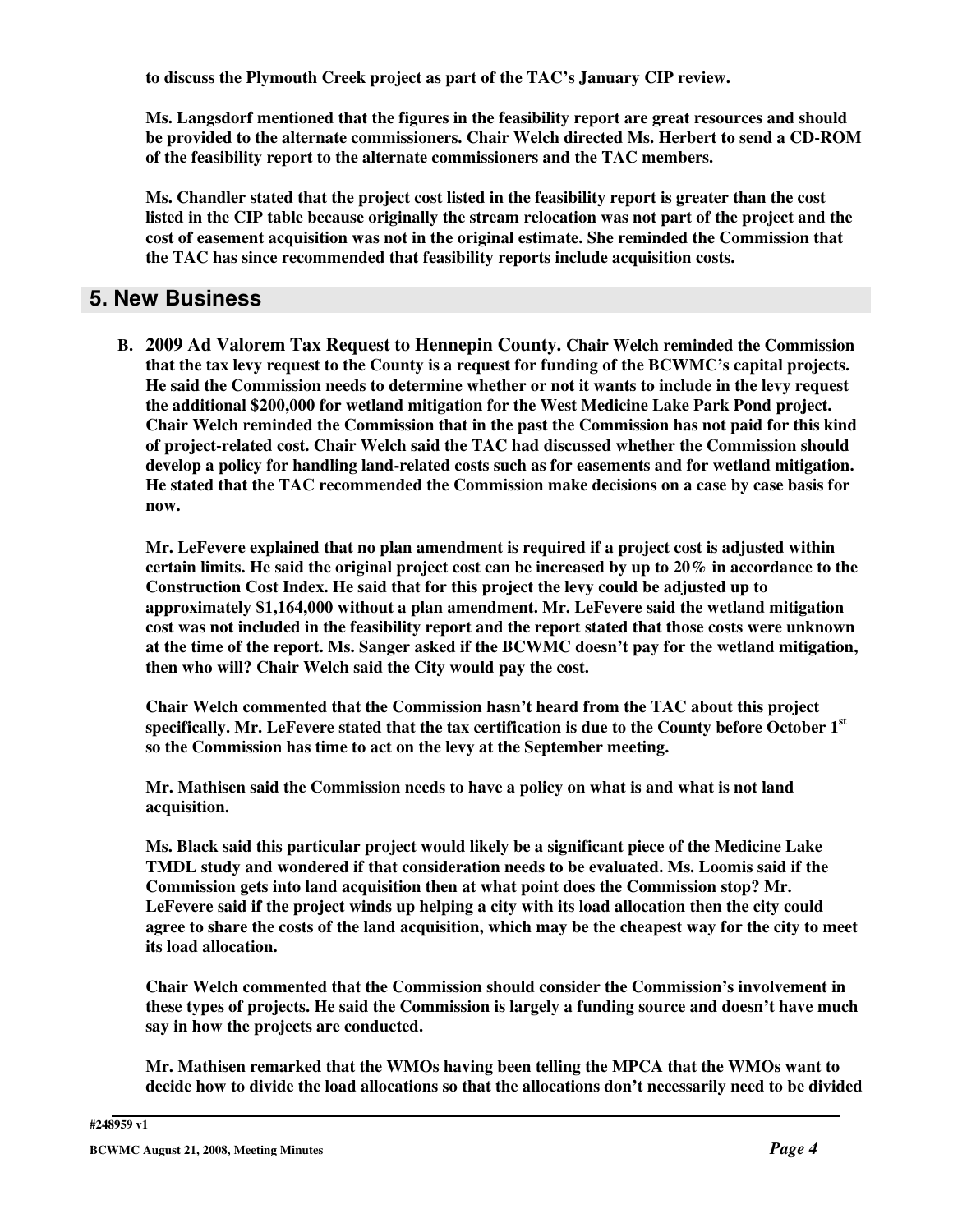**to discuss the Plymouth Creek project as part of the TAC's January CIP review.**

**Ms. Langsdorf mentioned that the figures in the feasibility report are great resources and should be provided to the alternate commissioners. Chair Welch directed Ms. Herbert to send a CD-ROM of the feasibility report to the alternate commissioners and the TAC members.**

**Ms. Chandler stated that the project cost listed in the feasibility report is greater than the cost listed in the CIP table because originally the stream relocation was not part of the project and the cost of easement acquisition was not in the original estimate. She reminded the Commission that the TAC has since recommended that feasibility reports include acquisition costs.**

## 5. New Business

**B. 2009 Ad Valorem Tax Request to Hennepin County. Chair Welch reminded the Commission that the tax levy request to the County is a request for funding of the BCWMC's capital projects. He said the Commission needs to determine whether or not it wants to include in the levy request the additional $200,000 for wetland mitigation for the West Medicine Lake Park Pond project. Chair Welch reminded the Commission that in the past the Commission has not paid for this kind of project-related cost. Chair Welch said the TAC had discussed whether the Commission should develop a policy for handling land-related costs such as for easements and for wetland mitigation. He stated that the TAC recommended the Commission make decisions on a case by case basis for now.**

**Mr. LeFevere explained that no plan amendment is required if a project cost is adjusted within certain limits. He said the original project cost can be increased by up to 20% in accordance to the Construction Cost Index. He said that for this project the levy could be adjusted up to approximately $1,164,000 without a plan amendment. Mr. LeFevere said the wetland mitigation cost was not included in the feasibility report and the report stated that those costs were unknown at the time of the report. Ms. Sanger asked if the BCWMC doesn't pay for the wetland mitigation, then who will? Chair Welch said the City would pay the cost.**

**Chair Welch commented that the Commission hasn't heard from the TAC about this project specifically. Mr. LeFevere stated that the tax certification is due to the County before October 1st so the Commission has time to act on the levy at the September meeting.**

**Mr. Mathisen said the Commission needs to have a policy on what is and what is not land acquisition.**

**Ms. Black said this particular project would likely be a significant piece of the Medicine Lake TMDL study and wondered if that consideration needs to be evaluated. Ms. Loomis said if the Commission gets into land acquisition then at what point does the Commission stop? Mr. LeFevere said if the project winds up helping a city with its load allocation then the city could agree to share the costs of the land acquisition, which may be the cheapest way for the city to meet its load allocation.**

**Chair Welch commented that the Commission should consider the Commission's involvement in these types of projects. He said the Commission is largely a funding source and doesn't have much say in how the projects are conducted.**

**Mr. Mathisen remarked that the WMOs having been telling the MPCA that the WMOs want to decide how to divide the load allocations so that the allocations don't necessarily need to be divided**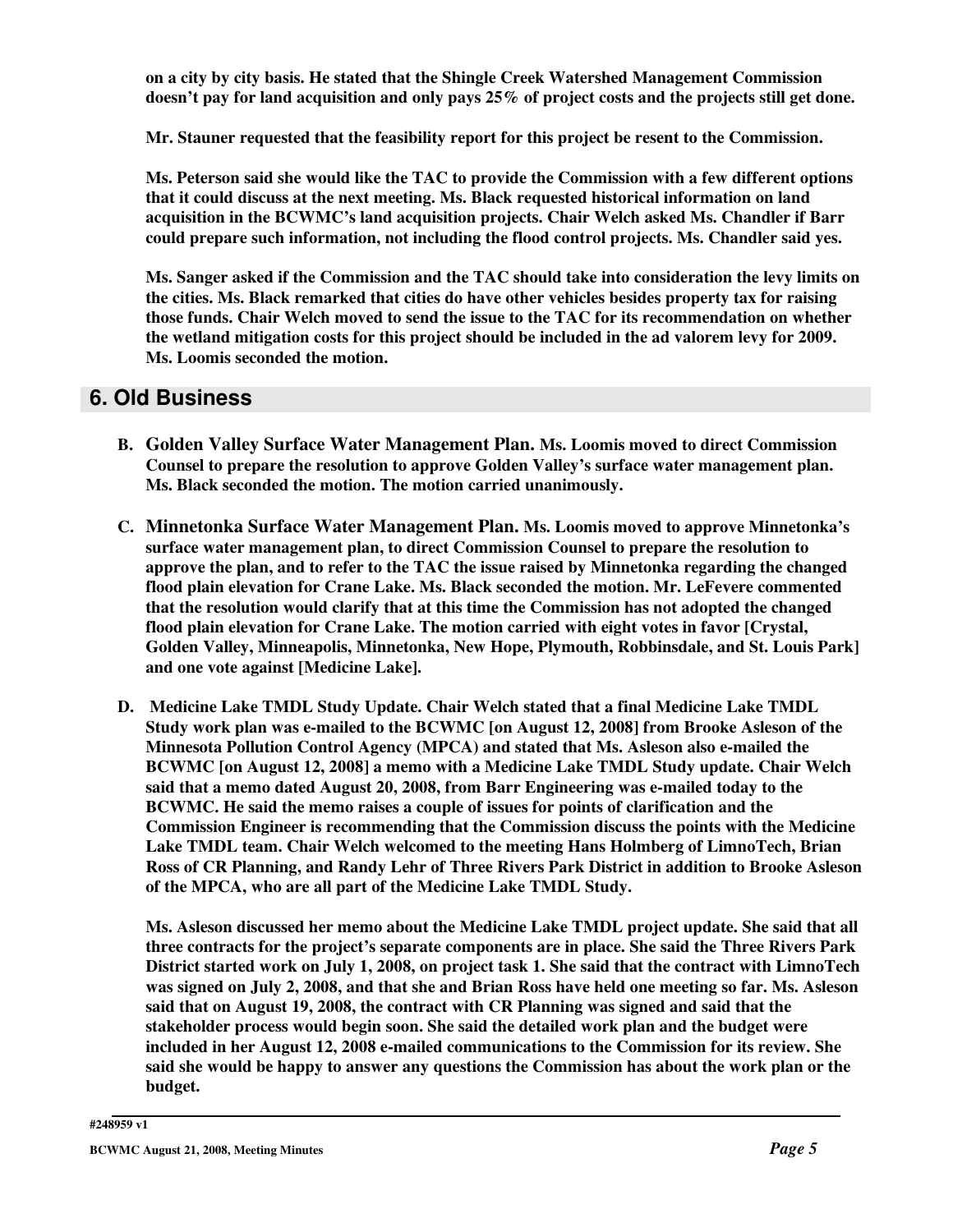**on a city by city basis. He stated that the Shingle Creek Watershed Management Commission doesn't pay for land acquisition and only pays 25% of project costs and the projects still get done.**

**Mr. Stauner requested that the feasibility report for this project be resent to the Commission.**

**Ms. Peterson said she would like the TAC to provide the Commission with a few different options that it could discuss at the next meeting. Ms. Black requested historical information on land acquisition in the BCWMC's land acquisition projects. Chair Welch asked Ms. Chandler if Barr could prepare such information, not including the flood control projects. Ms. Chandler said yes.**

**Ms. Sanger asked if the Commission and the TAC should take into consideration the levy limits on the cities. Ms. Black remarked that cities do have other vehicles besides property tax for raising those funds. Chair Welch moved to send the issue to the TAC for its recommendation on whether the wetland mitigation costs for this project should be included in the ad valorem levy for 2009. Ms. Loomis seconded the motion.**

## 6. Old Business

**B. Golden Valley Surface Water Management Plan. Ms. Loomis moved to direct Commission Counsel to prepare the resolution to approve Golden Valley's surface water management plan. Ms. Black seconded the motion. The motion carried unanimously.**

**C. Minnetonka Surface Water Management Plan. Ms. Loomis moved to approve Minnetonka's surface water management plan, to direct Commission Counsel to prepare the resolution to approve the plan, and to refer to the TAC the issue raised by Minnetonka regarding the changed flood plain elevation for Crane Lake. Ms. Black seconded the motion. Mr. LeFevere commented that the resolution would clarify that at this time the Commission has not adopted the changed flood plain elevation for Crane Lake. The motion carried with eight votes in favor [Crystal, Golden Valley, Minneapolis, Minnetonka, New Hope, Plymouth, Robbinsdale, and St. Louis Park] and one vote against [Medicine Lake].**

**D. Medicine Lake TMDL Study Update. Chair Welch stated that a final Medicine Lake TMDL Study work plan was e-mailed to the BCWMC [on August 12, 2008] from Brooke Asleson of the Minnesota Pollution Control Agency (MPCA) and stated that Ms. Asleson also e-mailed the BCWMC [on August 12, 2008] a memo with a Medicine Lake TMDL Study update. Chair Welch said that a memo dated August 20, 2008, from Barr Engineering was e-mailed today to the BCWMC. He said the memo raises a couple of issues for points of clarification and the Commission Engineer is recommending that the Commission discuss the points with the Medicine Lake TMDL team. Chair Welch welcomed to the meeting Hans Holmberg of LimnoTech, Brian Ross of CR Planning, and Randy Lehr of Three Rivers Park District in addition to Brooke Asleson of the MPCA, who are all part of the Medicine Lake TMDL Study.**

**Ms. Asleson discussed her memo about the Medicine Lake TMDL project update. She said that all three contracts for the project's separate components are in place. She said the Three Rivers Park District started work on July 1, 2008, on project task 1. She said that the contract with LimnoTech was signed on July 2, 2008, and that she and Brian Ross have held one meeting so far. Ms. Asleson said that on August 19, 2008, the contract with CR Planning was signed and said that the stakeholder process would begin soon. She said the detailed work plan and the budget were included in her August 12, 2008 e-mailed communications to the Commission for its review. She said she would be happy to answer any questions the Commission has about the work plan or the budget.**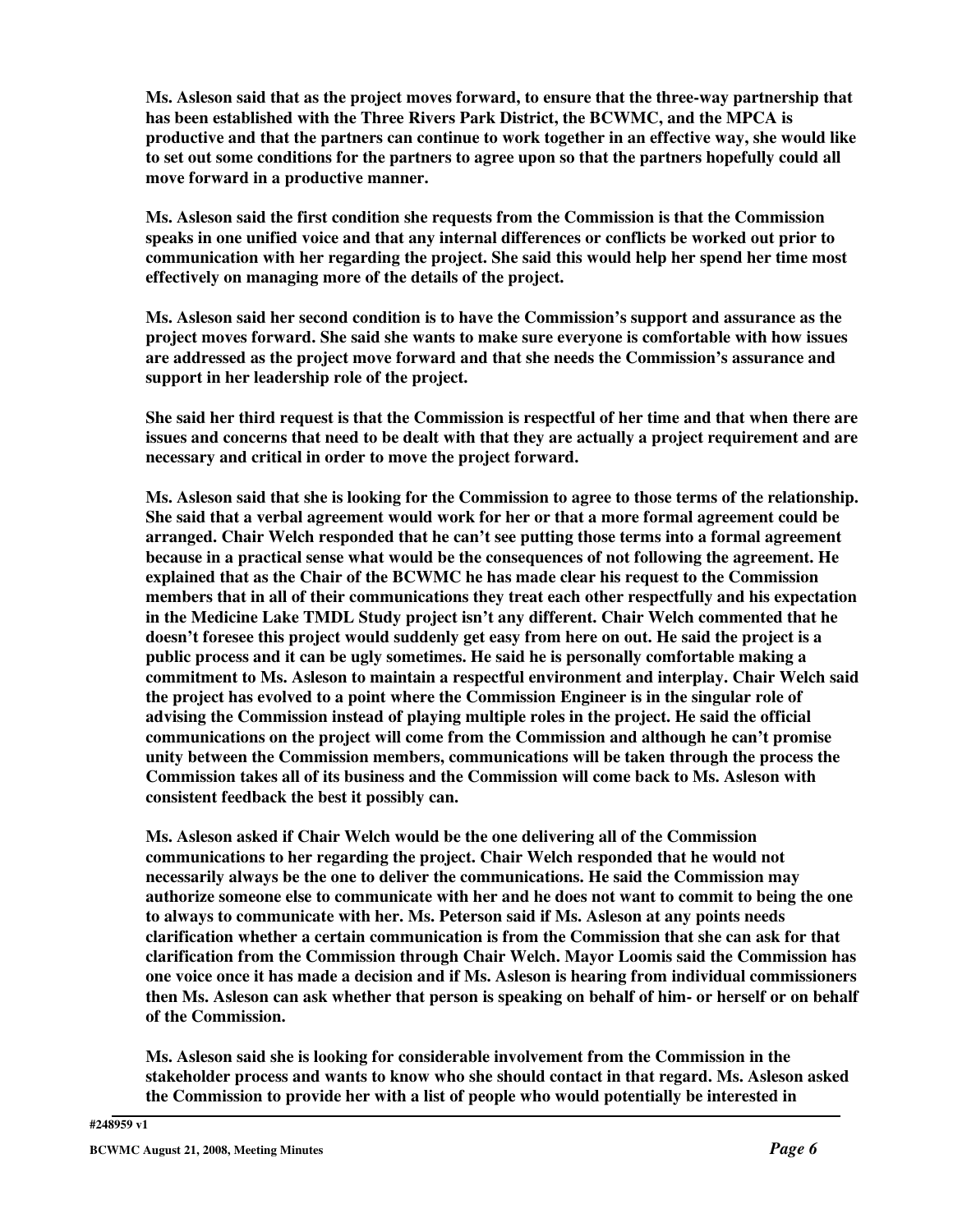**Ms. Asleson said that as the project moves forward, to ensure that the three-way partnership that has been established with the Three Rivers Park District, the BCWMC, and the MPCA is productive and that the partners can continue to work together in an effective way, she would like to set out some conditions for the partners to agree upon so that the partners hopefully could all move forward in a productive manner.**

**Ms. Asleson said the first condition she requests from the Commission is that the Commission speaks in one unified voice and that any internal differences or conflicts be worked out prior to communication with her regarding the project. She said this would help her spend her time most effectively on managing more of the details of the project.**

**Ms. Asleson said her second condition is to have the Commission's support and assurance as the project moves forward. She said she wants to make sure everyone is comfortable with how issues are addressed as the project move forward and that she needs the Commission's assurance and support in her leadership role of the project.**

**She said her third request is that the Commission is respectful of her time and that when there are issues and concerns that need to be dealt with that they are actually a project requirement and are necessary and critical in order to move the project forward.**

**Ms. Asleson said that she is looking for the Commission to agree to those terms of the relationship. She said that a verbal agreement would work for her or that a more formal agreement could be arranged. Chair Welch responded that he can't see putting those terms into a formal agreement because in a practical sense what would be the consequences of not following the agreement. He explained that as the Chair of the BCWMC he has made clear his request to the Commission members that in all of their communications they treat each other respectfully and his expectation in the Medicine Lake TMDL Study project isn't any different. Chair Welch commented that he doesn't foresee this project would suddenly get easy from here on out. He said the project is a public process and it can be ugly sometimes. He said he is personally comfortable making a commitment to Ms. Asleson to maintain a respectful environment and interplay. Chair Welch said the project has evolved to a point where the Commission Engineer is in the singular role of advising the Commission instead of playing multiple roles in the project. He said the official communications on the project will come from the Commission and although he can't promise unity between the Commission members, communications will be taken through the process the Commission takes all of its business and the Commission will come back to Ms. Asleson with consistent feedback the best it possibly can.**

**Ms. Asleson asked if Chair Welch would be the one delivering all of the Commission communications to her regarding the project. Chair Welch responded that he would not necessarily always be the one to deliver the communications. He said the Commission may authorize someone else to communicate with her and he does not want to commit to being the one to always to communicate with her. Ms. Peterson said if Ms. Asleson at any points needs clarification whether a certain communication is from the Commission that she can ask for that clarification from the Commission through Chair Welch. Mayor Loomis said the Commission has one voice once it has made a decision and if Ms. Asleson is hearing from individual commissioners then Ms. Asleson can ask whether that person is speaking on behalf of him- or herself or on behalf of the Commission.**

**Ms. Asleson said she is looking for considerable involvement from the Commission in the stakeholder process and wants to know who she should contact in that regard. Ms. Asleson asked the Commission to provide her with a list of people who would potentially be interested in**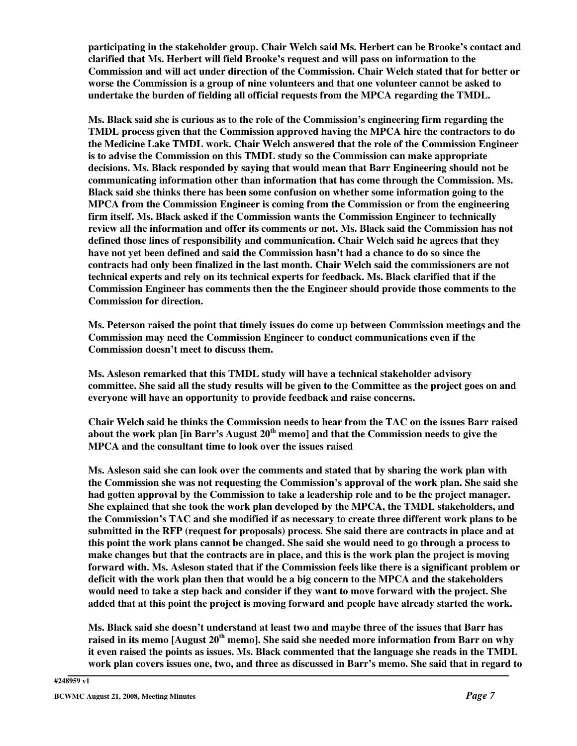**participating in the stakeholder group. Chair Welch said Ms. Herbert can be Brooke's contact and clarified that Ms. Herbert will field Brooke's request and will pass on information to the Commission and will act under direction of the Commission. Chair Welch stated that for better or worse the Commission is a group of nine volunteers and that one volunteer cannot be asked to undertake the burden of fielding all official requests from the MPCA regarding the TMDL.**

**Ms. Black said she is curious as to the role of the Commission's engineering firm regarding the TMDL process given that the Commission approved having the MPCA hire the contractors to do the Medicine Lake TMDL work. Chair Welch answered that the role of the Commission Engineer is to advise the Commission on this TMDL study so the Commission can make appropriate decisions. Ms. Black responded by saying that would mean that Barr Engineering should not be communicating information other than information that has come through the Commission. Ms. Black said she thinks there has been some confusion on whether some information going to the MPCA from the Commission Engineer is coming from the Commission or from the engineering firm itself. Ms. Black asked if the Commission wants the Commission Engineer to technically review all the information and offer its comments or not. Ms. Black said the Commission has not defined those lines of responsibility and communication. Chair Welch said he agrees that they have not yet been defined and said the Commission hasn't had a chance to do so since the contracts had only been finalized in the last month. Chair Welch said the commissioners are not technical experts and rely on its technical experts for feedback. Ms. Black clarified that if the Commission Engineer has comments then the the Engineer should provide those comments to the Commission for direction.**

**Ms. Peterson raised the point that timely issues do come up between Commission meetings and the Commission may need the Commission Engineer to conduct communications even if the Commission doesn't meet to discuss them.**

**Ms. Asleson remarked that this TMDL study will have a technical stakeholder advisory committee. She said all the study results will be given to the Committee as the project goes on and everyone will have an opportunity to provide feedback and raise concerns.**

**Chair Welch said he thinks the Commission needs to hear from the TAC on the issues Barr raised about the work plan [in Barr's August 20th memo] and that the Commission needs to give the MPCA and the consultant time to look over the issues raised**

**Ms. Asleson said she can look over the comments and stated that by sharing the work plan with the Commission she was not requesting the Commission's approval of the work plan. She said she had gotten approval by the Commission to take a leadership role and to be the project manager. She explained that she took the work plan developed by the MPCA, the TMDL stakeholders, and the Commission's TAC and she modified if as necessary to create three different work plans to be submitted in the RFP (request for proposals) process. She said there are contracts in place and at this point the work plans cannot be changed. She said she would need to go through a process to make changes but that the contracts are in place, and this is the work plan the project is moving forward with. Ms. Asleson stated that if the Commission feels like there is a significant problem or deficit with the work plan then that would be a big concern to the MPCA and the stakeholders would need to take a step back and consider if they want to move forward with the project. She added that at this point the project is moving forward and people have already started the work.**

**Ms. Black said she doesn't understand at least two and maybe three of the issues that Barr has raised in its memo [August 20th memo]. She said she needed more information from Barr on why it even raised the points as issues. Ms. Black commented that the language she reads in the TMDL work plan covers issues one, two, and three as discussed in Barr's memo. She said that in regard to**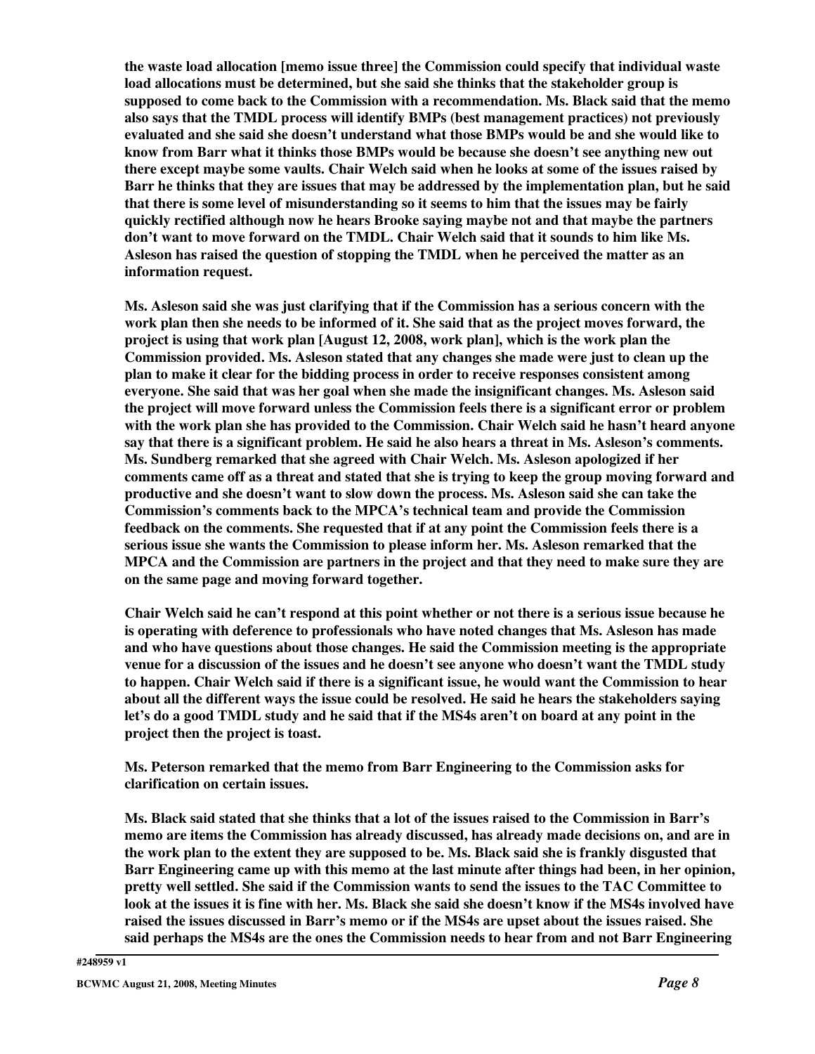**the waste load allocation [memo issue three] the Commission could specify that individual waste load allocations must be determined, but she said she thinks that the stakeholder group is supposed to come back to the Commission with a recommendation. Ms. Black said that the memo also says that the TMDL process will identify BMPs (best management practices) not previously evaluated and she said she doesn't understand what those BMPs would be and she would like to know from Barr what it thinks those BMPs would be because she doesn't see anything new out there except maybe some vaults. Chair Welch said when he looks at some of the issues raised by Barr he thinks that they are issues that may be addressed by the implementation plan, but he said that there is some level of misunderstanding so it seems to him that the issues may be fairly quickly rectified although now he hears Brooke saying maybe not and that maybe the partners don't want to move forward on the TMDL. Chair Welch said that it sounds to him like Ms. Asleson has raised the question of stopping the TMDL when he perceived the matter as an information request.**

**Ms. Asleson said she was just clarifying that if the Commission has a serious concern with the work plan then she needs to be informed of it. She said that as the project moves forward, the project is using that work plan [August 12, 2008, work plan], which is the work plan the Commission provided. Ms. Asleson stated that any changes she made were just to clean up the plan to make it clear for the bidding process in order to receive responses consistent among everyone. She said that was her goal when she made the insignificant changes. Ms. Asleson said the project will move forward unless the Commission feels there is a significant error or problem with the work plan she has provided to the Commission. Chair Welch said he hasn't heard anyone say that there is a significant problem. He said he also hears a threat in Ms. Asleson's comments. Ms. Sundberg remarked that she agreed with Chair Welch. Ms. Asleson apologized if her comments came off as a threat and stated that she is trying to keep the group moving forward and productive and she doesn't want to slow down the process. Ms. Asleson said she can take the Commission's comments back to the MPCA's technical team and provide the Commission feedback on the comments. She requested that if at any point the Commission feels there is a serious issue she wants the Commission to please inform her. Ms. Asleson remarked that the MPCA and the Commission are partners in the project and that they need to make sure they are on the same page and moving forward together.**

**Chair Welch said he can't respond at this point whether or not there is a serious issue because he is operating with deference to professionals who have noted changes that Ms. Asleson has made and who have questions about those changes. He said the Commission meeting is the appropriate venue for a discussion of the issues and he doesn't see anyone who doesn't want the TMDL study to happen. Chair Welch said if there is a significant issue, he would want the Commission to hear about all the different ways the issue could be resolved. He said he hears the stakeholders saying let's do a good TMDL study and he said that if the MS4s aren't on board at any point in the project then the project is toast.**

**Ms. Peterson remarked that the memo from Barr Engineering to the Commission asks for clarification on certain issues.**

**Ms. Black said stated that she thinks that a lot of the issues raised to the Commission in Barr's memo are items the Commission has already discussed, has already made decisions on, and are in the work plan to the extent they are supposed to be. Ms. Black said she is frankly disgusted that Barr Engineering came up with this memo at the last minute after things had been, in her opinion, pretty well settled. She said if the Commission wants to send the issues to the TAC Committee to look at the issues it is fine with her. Ms. Black she said she doesn't know if the MS4s involved have raised the issues discussed in Barr's memo or if the MS4s are upset about the issues raised. She said perhaps the MS4s are the ones the Commission needs to hear from and not Barr Engineering**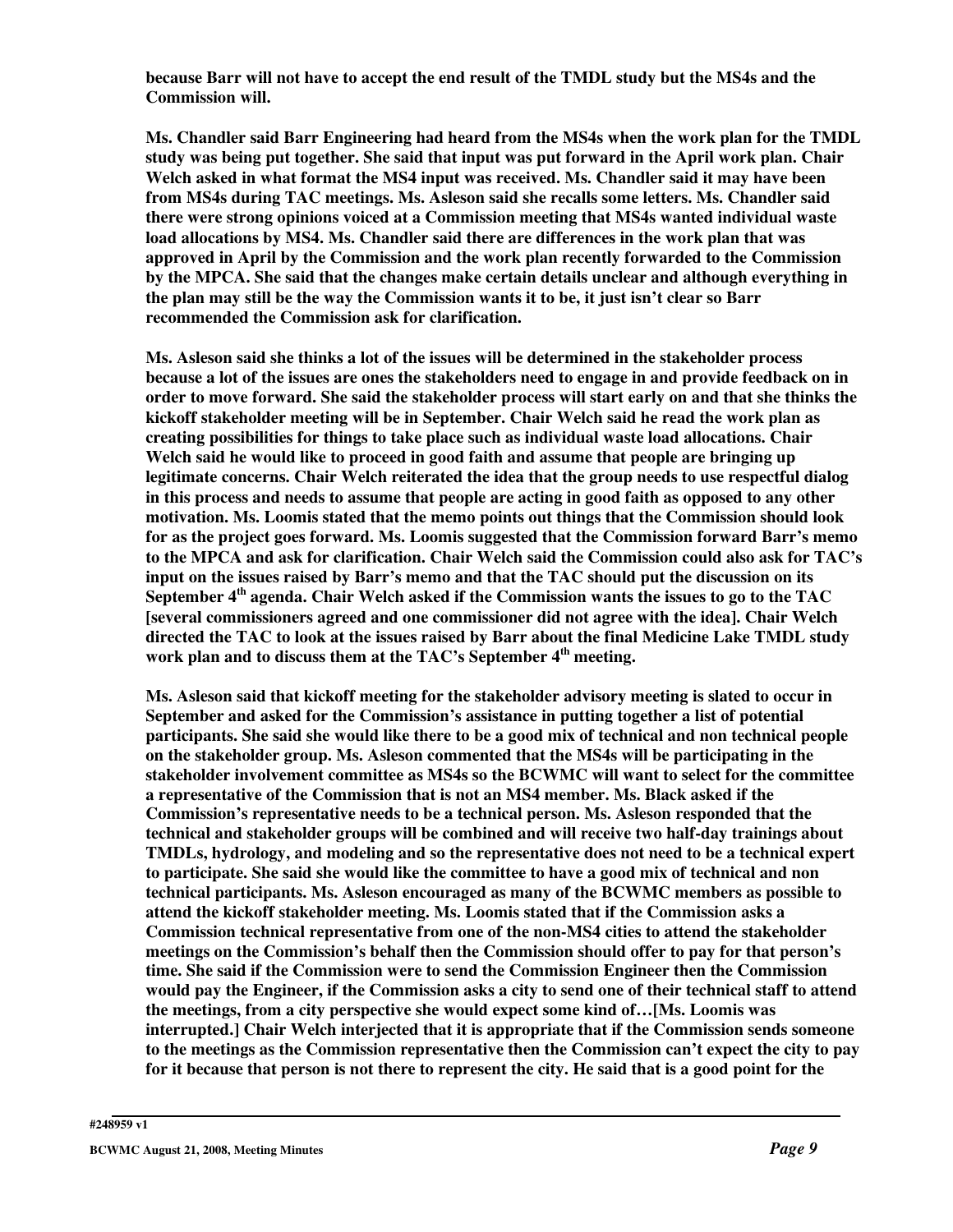**because Barr will not have to accept the end result of the TMDL study but the MS4s and the Commission will.**

**Ms. Chandler said Barr Engineering had heard from the MS4s when the work plan for the TMDL study was being put together. She said that input was put forward in the April work plan. Chair Welch asked in what format the MS4 input was received. Ms. Chandler said it may have been from MS4s during TAC meetings. Ms. Asleson said she recalls some letters. Ms. Chandler said there were strong opinions voiced at a Commission meeting that MS4s wanted individual waste load allocations by MS4. Ms. Chandler said there are differences in the work plan that was approved in April by the Commission and the work plan recently forwarded to the Commission by the MPCA. She said that the changes make certain details unclear and although everything in the plan may still be the way the Commission wants it to be, it just isn't clear so Barr recommended the Commission ask for clarification.**

**Ms. Asleson said she thinks a lot of the issues will be determined in the stakeholder process because a lot of the issues are ones the stakeholders need to engage in and provide feedback on in order to move forward. She said the stakeholder process will start early on and that she thinks the kickoff stakeholder meeting will be in September. Chair Welch said he read the work plan as creating possibilities for things to take place such as individual waste load allocations. Chair Welch said he would like to proceed in good faith and assume that people are bringing up legitimate concerns. Chair Welch reiterated the idea that the group needs to use respectful dialog in this process and needs to assume that people are acting in good faith as opposed to any other motivation. Ms. Loomis stated that the memo points out things that the Commission should look for as the project goes forward. Ms. Loomis suggested that the Commission forward Barr's memo to the MPCA and ask for clarification. Chair Welch said the Commission could also ask for TAC's input on the issues raised by Barr's memo and that the TAC should put the discussion on its September 4th agenda. Chair Welch asked if the Commission wants the issues to go to the TAC [several commissioners agreed and one commissioner did not agree with the idea]. Chair Welch directed the TAC to look at the issues raised by Barr about the final Medicine Lake TMDL study work plan and to discuss them at the TAC's September 4th meeting.**

**Ms. Asleson said that kickoff meeting for the stakeholder advisory meeting is slated to occur in September and asked for the Commission's assistance in putting together a list of potential participants. She said she would like there to be a good mix of technical and non technical people on the stakeholder group. Ms. Asleson commented that the MS4s will be participating in the stakeholder involvement committee as MS4s so the BCWMC will want to select for the committee a representative of the Commission that is not an MS4 member. Ms. Black asked if the Commission's representative needs to be a technical person. Ms. Asleson responded that the technical and stakeholder groups will be combined and will receive two half-day trainings about TMDLs, hydrology, and modeling and so the representative does not need to be a technical expert to participate. She said she would like the committee to have a good mix of technical and non technical participants. Ms. Asleson encouraged as many of the BCWMC members as possible to attend the kickoff stakeholder meeting. Ms. Loomis stated that if the Commission asks a Commission technical representative from one of the non-MS4 cities to attend the stakeholder meetings on the Commission's behalf then the Commission should offer to pay for that person's time. She said if the Commission were to send the Commission Engineer then the Commission would pay the Engineer, if the Commission asks a city to send one of their technical staff to attend the meetings, from a city perspective she would expect some kind of…[Ms. Loomis was interrupted.] Chair Welch interjected that it is appropriate that if the Commission sends someone to the meetings as the Commission representative then the Commission can't expect the city to pay for it because that person is not there to represent the city. He said that is a good point for the**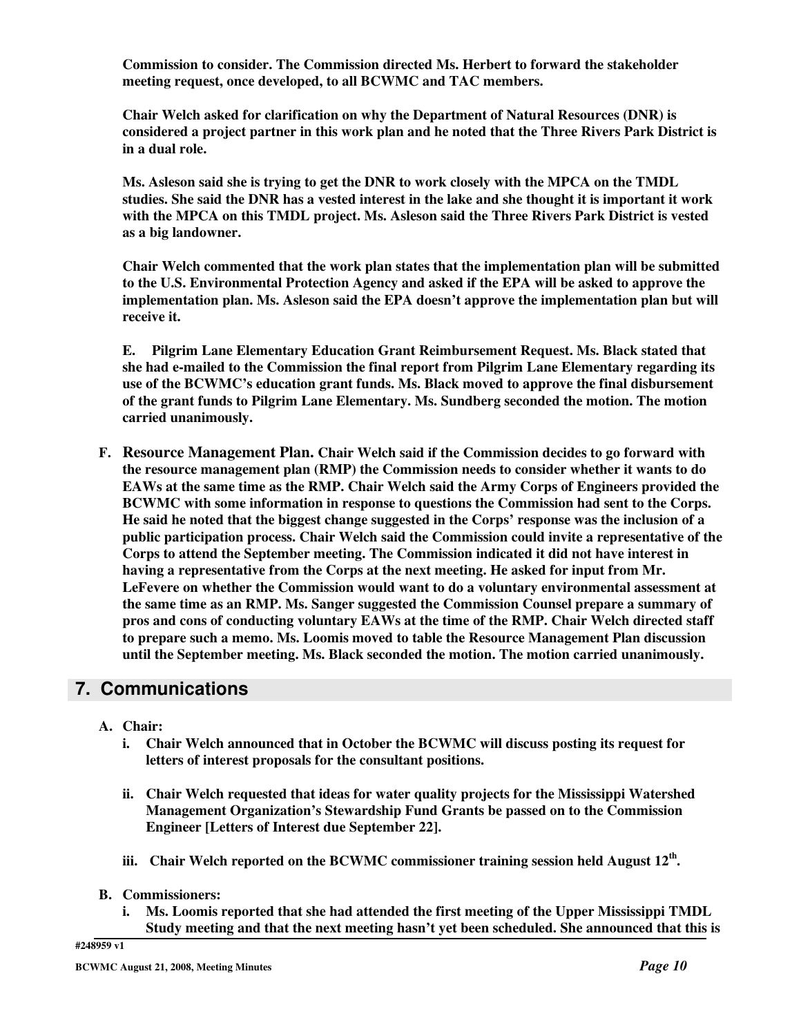**Commission to consider. The Commission directed Ms. Herbert to forward the stakeholder meeting request, once developed, to all BCWMC and TAC members.**

**Chair Welch asked for clarification on why the Department of Natural Resources (DNR) is considered a project partner in this work plan and he noted that the Three Rivers Park District is in a dual role.**

**Ms. Asleson said she is trying to get the DNR to work closely with the MPCA on the TMDL studies. She said the DNR has a vested interest in the lake and she thought it is important it work with the MPCA on this TMDL project. Ms. Asleson said the Three Rivers Park District is vested as a big landowner.**

**Chair Welch commented that the work plan states that the implementation plan will be submitted to the U.S. Environmental Protection Agency and asked if the EPA will be asked to approve the implementation plan. Ms. Asleson said the EPA doesn't approve the implementation plan but will receive it.**

**E. Pilgrim Lane Elementary Education Grant Reimbursement Request. Ms. Black stated that she had e-mailed to the Commission the final report from Pilgrim Lane Elementary regarding its use of the BCWMC's education grant funds. Ms. Black moved to approve the final disbursement of the grant funds to Pilgrim Lane Elementary. Ms. Sundberg seconded the motion. The motion carried unanimously.**

**F. Resource Management Plan. Chair Welch said if the Commission decides to go forward with the resource management plan (RMP) the Commission needs to consider whether it wants to do EAWs at the same time as the RMP. Chair Welch said the Army Corps of Engineers provided the BCWMC with some information in response to questions the Commission had sent to the Corps. He said he noted that the biggest change suggested in the Corps' response was the inclusion of a public participation process. Chair Welch said the Commission could invite a representative of the Corps to attend the September meeting. The Commission indicated it did not have interest in having a representative from the Corps at the next meeting. He asked for input from Mr. LeFevere on whether the Commission would want to do a voluntary environmental assessment at the same time as an RMP. Ms. Sanger suggested the Commission Counsel prepare a summary of pros and cons of conducting voluntary EAWs at the time of the RMP. Chair Welch directed staff to prepare such a memo. Ms. Loomis moved to table the Resource Management Plan discussion until the September meeting. Ms. Black seconded the motion. The motion carried unanimously.**

## 7. Communications

**A. Chair:**

**i. Chair Welch announced that in October the BCWMC will discuss posting its request for letters of interest proposals for the consultant positions.**

**ii. Chair Welch requested that ideas for water quality projects for the Mississippi Watershed Management Organization's Stewardship Fund Grants be passed on to the Commission Engineer [Letters of Interest due September 22].**

**iii. Chair Welch reported on the BCWMC commissioner training session held August 12th.**

**B. Commissioners:**

**i. Ms. Loomis reported that she had attended the first meeting of the Upper Mississippi TMDL Study meeting and that the next meeting hasn't yet been scheduled. She announced that this is**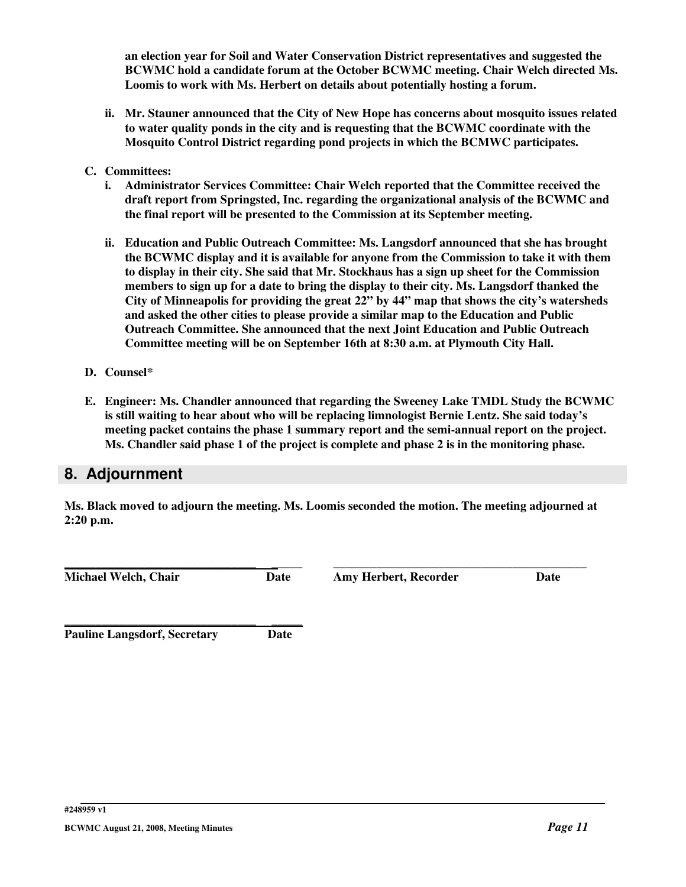**an election year for Soil and Water Conservation District representatives and suggested the BCWMC hold a candidate forum at the October BCWMC meeting. Chair Welch directed Ms. Loomis to work with Ms. Herbert on details about potentially hosting a forum.**

**ii. Mr. Stauner announced that the City of New Hope has concerns about mosquito issues related to water quality ponds in the city and is requesting that the BCWMC coordinate with the Mosquito Control District regarding pond projects in which the BCMWC participates.**

**C. Committees:**

**i. Administrator Services Committee: Chair Welch reported that the Committee received the draft report from Springsted, Inc. regarding the organizational analysis of the BCWMC and the final report will be presented to the Commission at its September meeting.**

**ii. Education and Public Outreach Committee: Ms. Langsdorf announced that she has brought the BCWMC display and it is available for anyone from the Commission to take it with them to display in their city. She said that Mr. Stockhaus has a sign up sheet for the Commission members to sign up for a date to bring the display to their city. Ms. Langsdorf thanked the City of Minneapolis for providing the great 22" by 44" map that shows the city's watersheds and asked the other cities to please provide a similar map to the Education and Public Outreach Committee. She announced that the next Joint Education and Public Outreach Committee meeting will be on September 16th at 8:30 a.m. at Plymouth City Hall.**

**D. Counsel***

**E. Engineer: Ms. Chandler announced that regarding the Sweeney Lake TMDL Study the BCWMC is still waiting to hear about who will be replacing limnologist Bernie Lentz. She said today's meeting packet contains the phase 1 summary report and the semi-annual report on the project. Ms. Chandler said phase 1 of the project is complete and phase 2 is in the monitoring phase.**

## 8. Adjournment

**Ms. Black moved to adjourn the meeting. Ms. Loomis seconded the motion. The meeting adjourned at 2:20 p.m.**

______________________________________ 

**Michael Welch, Chair                    Date**

______________________________________ 

**Amy Herbert, Recorder                    Date**

______________________________________ 

**Pauline Langsdorf, Secretary                    Date**

**#248959 v1**

**BCWMC August 21, 2008, Meeting Minutes**